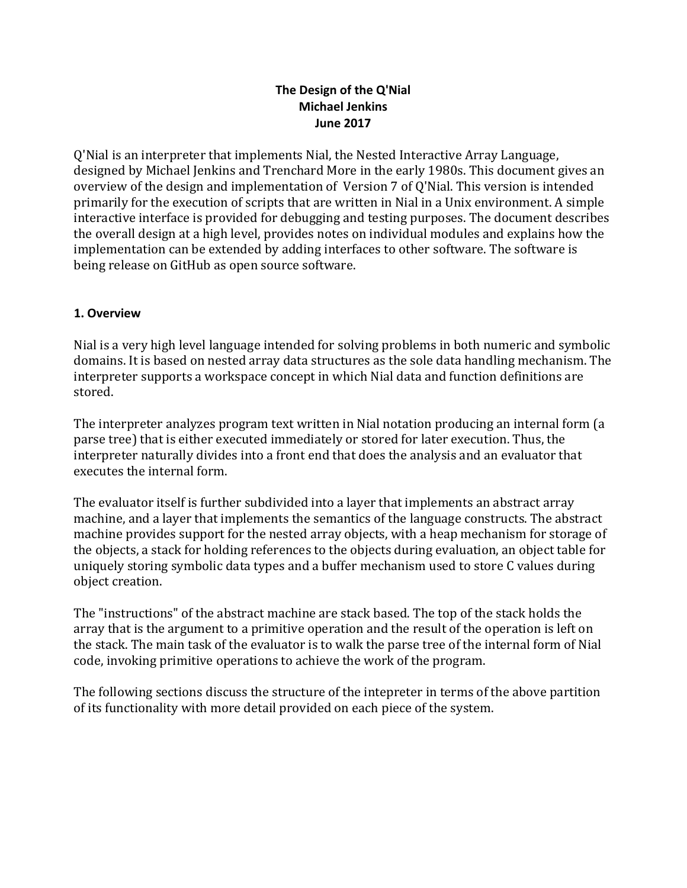**The Design of the Q'Nial**
**Michael Jenkins**
**June 2017**

Q'Nial is an interpreter that implements Nial, the Nested Interactive Array Language, designed by Michael Jenkins and Trenchard More in the early 1980s. This document gives an overview of the design and implementation of Version 7 of Q'Nial. This version is intended primarily for the execution of scripts that are written in Nial in a Unix environment. A simple interactive interface is provided for debugging and testing purposes. The document describes the overall design at a high level, provides notes on individual modules and explains how the implementation can be extended by adding interfaces to other software. The software is being release on GitHub as open source software.

## 1. Overview

Nial is a very high level language intended for solving problems in both numeric and symbolic domains. It is based on nested array data structures as the sole data handling mechanism. The interpreter supports a workspace concept in which Nial data and function definitions are stored.

The interpreter analyzes program text written in Nial notation producing an internal form (a parse tree) that is either executed immediately or stored for later execution. Thus, the interpreter naturally divides into a front end that does the analysis and an evaluator that executes the internal form.

The evaluator itself is further subdivided into a layer that implements an abstract array machine, and a layer that implements the semantics of the language constructs. The abstract machine provides support for the nested array objects, with a heap mechanism for storage of the objects, a stack for holding references to the objects during evaluation, an object table for uniquely storing symbolic data types and a buffer mechanism used to store C values during object creation.

The "instructions" of the abstract machine are stack based. The top of the stack holds the array that is the argument to a primitive operation and the result of the operation is left on the stack. The main task of the evaluator is to walk the parse tree of the internal form of Nial code, invoking primitive operations to achieve the work of the program.

The following sections discuss the structure of the intepreter in terms of the above partition of its functionality with more detail provided on each piece of the system.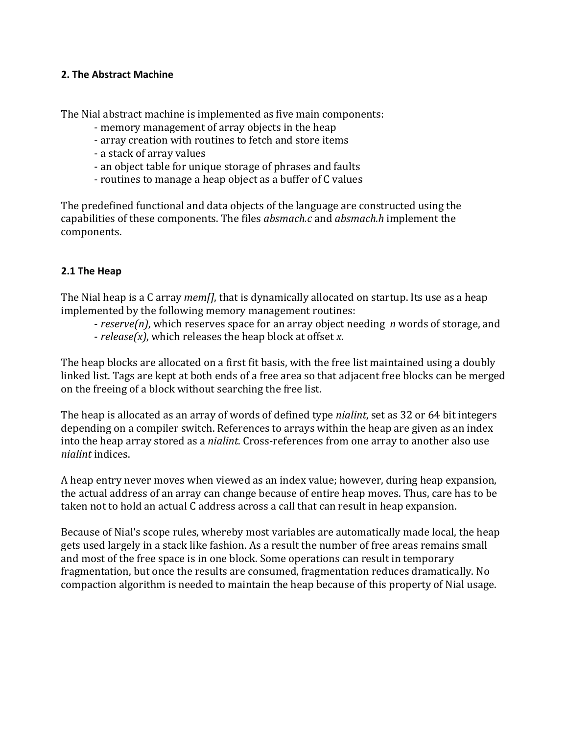## 2. The Abstract Machine

The Nial abstract machine is implemented as five main components:

- memory management of array objects in the heap
- array creation with routines to fetch and store items
- a stack of array values
- an object table for unique storage of phrases and faults
- routines to manage a heap object as a buffer of C values

The predefined functional and data objects of the language are constructed using the capabilities of these components. The files *absmach.c* and *absmach.h* implement the components.

### 2.1 The Heap

The Nial heap is a C array *mem[]*, that is dynamically allocated on startup. Its use as a heap implemented by the following memory management routines:

- *reserve(n)*, which reserves space for an array object needing *n* words of storage, and
- *release(x)*, which releases the heap block at offset *x*.

The heap blocks are allocated on a first fit basis, with the free list maintained using a doubly linked list. Tags are kept at both ends of a free area so that adjacent free blocks can be merged on the freeing of a block without searching the free list.

The heap is allocated as an array of words of defined type *nialint*, set as 32 or 64 bit integers depending on a compiler switch. References to arrays within the heap are given as an index into the heap array stored as a *nialint*. Cross-references from one array to another also use *nialint* indices.

A heap entry never moves when viewed as an index value; however, during heap expansion, the actual address of an array can change because of entire heap moves. Thus, care has to be taken not to hold an actual C address across a call that can result in heap expansion.

Because of Nial's scope rules, whereby most variables are automatically made local, the heap gets used largely in a stack like fashion. As a result the number of free areas remains small and most of the free space is in one block. Some operations can result in temporary fragmentation, but once the results are consumed, fragmentation reduces dramatically. No compaction algorithm is needed to maintain the heap because of this property of Nial usage.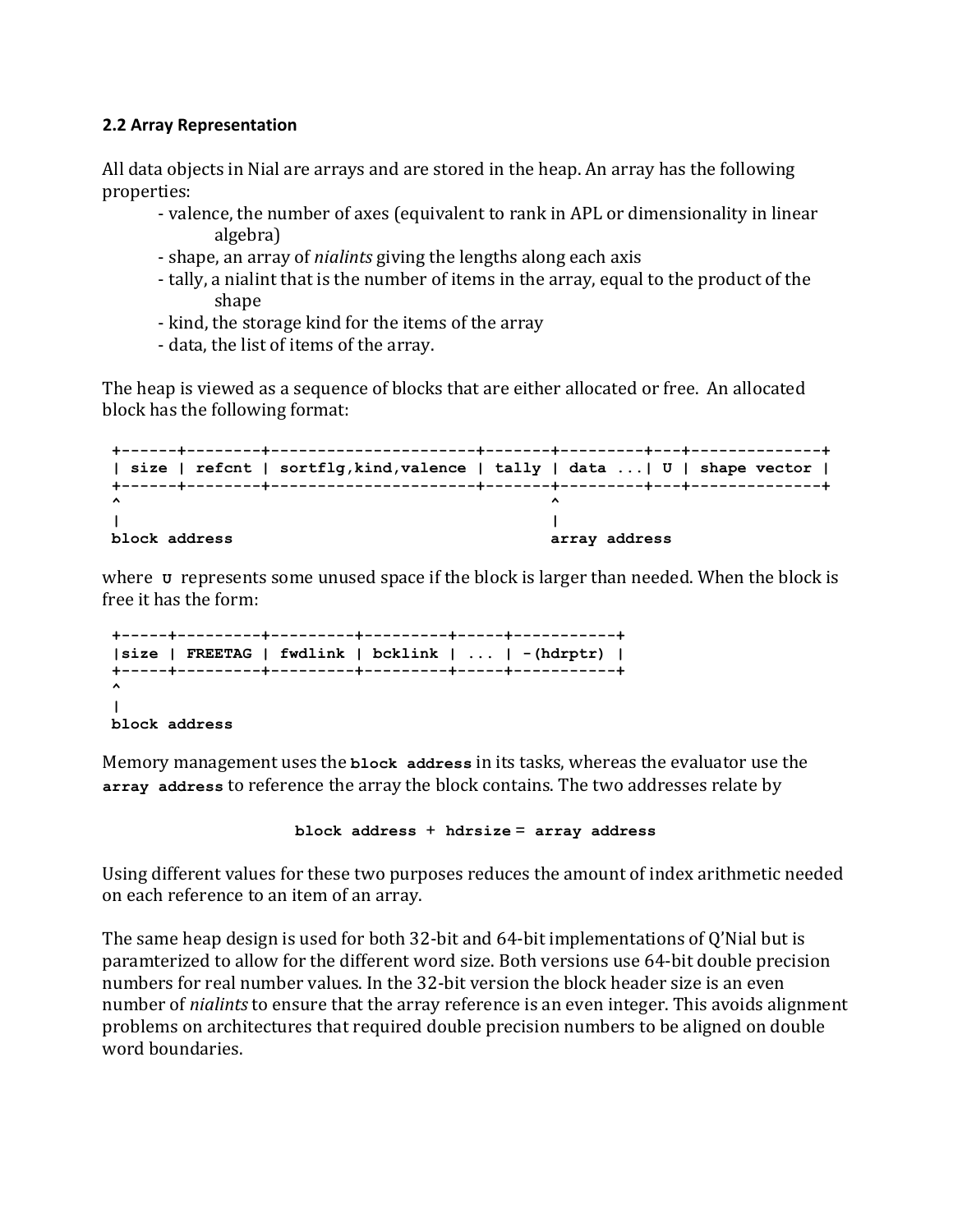### 2.2 Array Representation

All data objects in Nial are arrays and are stored in the heap. An array has the following properties:

- valence, the number of axes (equivalent to rank in APL or dimensionality in linear algebra)
- shape, an array of *nialints* giving the lengths along each axis
- tally, a nialint that is the number of items in the array, equal to the product of the shape
- kind, the storage kind for the items of the array
- data, the list of items of the array.

The heap is viewed as a sequence of blocks that are either allocated or free. An allocated block has the following format:

```
+------+--------+----------------------+-------+---------+---+--------------+
| size | refcnt | sortflg,kind,valence | tally | data ...| U | shape vector |
+------+--------+----------------------+-------+---------+---+--------------+
^                                              ^
|                                              |
block address                                  array address
```

where `U` represents some unused space if the block is larger than needed. When the block is free it has the form:

```
+-----+---------+---------+---------+-----+-----------+
|size | FREETAG | fwdlink | bcklink | ... | -(hdrptr) |
+-----+---------+---------+---------+-----+-----------+
^
|
block address
```

Memory management uses the **`block address`** in its tasks, whereas the evaluator use the **`array address`** to reference the array the block contains. The two addresses relate by

```
block address + hdrsize = array address
```

Using different values for these two purposes reduces the amount of index arithmetic needed on each reference to an item of an array.

The same heap design is used for both 32-bit and 64-bit implementations of Q'Nial but is paramterized to allow for the different word size. Both versions use 64-bit double precision numbers for real number values. In the 32-bit version the block header size is an even number of *nialints* to ensure that the array reference is an even integer. This avoids alignment problems on architectures that required double precision numbers to be aligned on double word boundaries.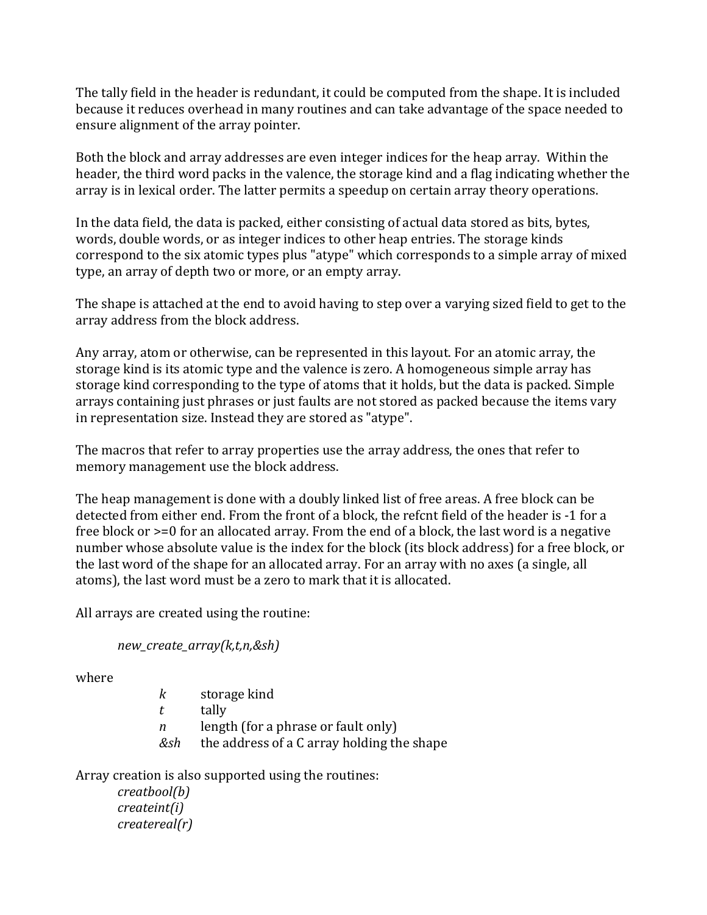The tally field in the header is redundant, it could be computed from the shape. It is included because it reduces overhead in many routines and can take advantage of the space needed to ensure alignment of the array pointer.

Both the block and array addresses are even integer indices for the heap array. Within the header, the third word packs in the valence, the storage kind and a flag indicating whether the array is in lexical order. The latter permits a speedup on certain array theory operations.

In the data field, the data is packed, either consisting of actual data stored as bits, bytes, words, double words, or as integer indices to other heap entries. The storage kinds correspond to the six atomic types plus "atype" which corresponds to a simple array of mixed type, an array of depth two or more, or an empty array.

The shape is attached at the end to avoid having to step over a varying sized field to get to the array address from the block address.

Any array, atom or otherwise, can be represented in this layout. For an atomic array, the storage kind is its atomic type and the valence is zero. A homogeneous simple array has storage kind corresponding to the type of atoms that it holds, but the data is packed. Simple arrays containing just phrases or just faults are not stored as packed because the items vary in representation size. Instead they are stored as "atype".

The macros that refer to array properties use the array address, the ones that refer to memory management use the block address.

The heap management is done with a doubly linked list of free areas. A free block can be detected from either end. From the front of a block, the refcnt field of the header is -1 for a free block or >=0 for an allocated array. From the end of a block, the last word is a negative number whose absolute value is the index for the block (its block address) for a free block, or the last word of the shape for an allocated array. For an array with no axes (a single, all atoms), the last word must be a zero to mark that it is allocated.

All arrays are created using the routine:

> *new_create_array(k,t,n,&sh)*

where

| | |
|---|---|
| *k* | storage kind |
| *t* | tally |
| *n* | length (for a phrase or fault only) |
| *&sh* | the address of a C array holding the shape |

Array creation is also supported using the routines:

> *creatbool(b)*
> *createint(i)*
> *createreal(r)*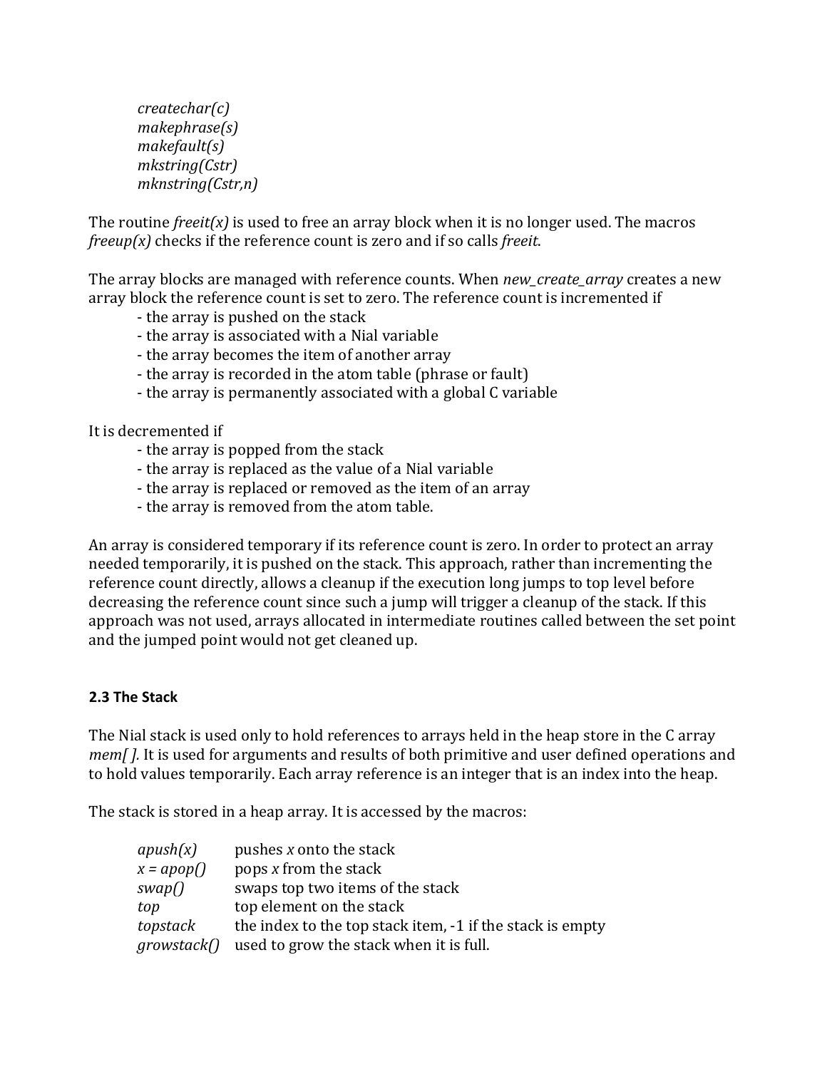*createchar(c)*
*makephrase(s)*
*makefault(s)*
*mkstring(Cstr)*
*mknstring(Cstr,n)*

The routine *freeit(x)* is used to free an array block when it is no longer used. The macros *freeup(x)* checks if the reference count is zero and if so calls *freeit*.

The array blocks are managed with reference counts. When *new_create_array* creates a new array block the reference count is set to zero. The reference count is incremented if

- the array is pushed on the stack
- the array is associated with a Nial variable
- the array becomes the item of another array
- the array is recorded in the atom table (phrase or fault)
- the array is permanently associated with a global C variable

It is decremented if

- the array is popped from the stack
- the array is replaced as the value of a Nial variable
- the array is replaced or removed as the item of an array
- the array is removed from the atom table.

An array is considered temporary if its reference count is zero. In order to protect an array needed temporarily, it is pushed on the stack. This approach, rather than incrementing the reference count directly, allows a cleanup if the execution long jumps to top level before decreasing the reference count since such a jump will trigger a cleanup of the stack. If this approach was not used, arrays allocated in intermediate routines called between the set point and the jumped point would not get cleaned up.

### 2.3 The Stack

The Nial stack is used only to hold references to arrays held in the heap store in the C array *mem[ ]*. It is used for arguments and results of both primitive and user defined operations and to hold values temporarily. Each array reference is an integer that is an index into the heap.

The stack is stored in a heap array. It is accessed by the macros:

| | |
|---|---|
| *apush(x)* | pushes *x* onto the stack |
| *x = apop()* | pops *x* from the stack |
| *swap()* | swaps top two items of the stack |
| *top* | top element on the stack |
| *topstack* | the index to the top stack item, -1 if the stack is empty |
| *growstack()* | used to grow the stack when it is full. |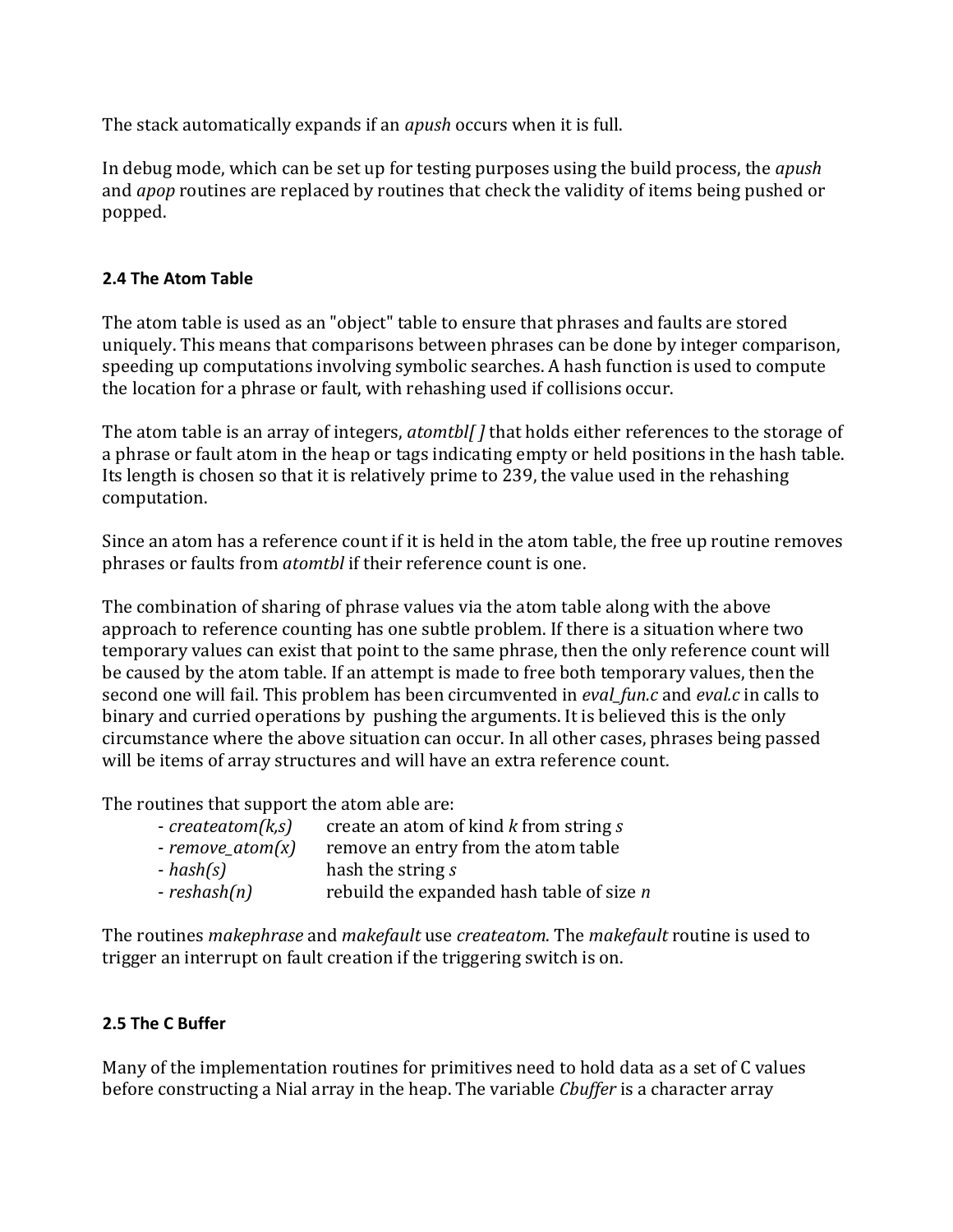The stack automatically expands if an *apush* occurs when it is full.

In debug mode, which can be set up for testing purposes using the build process, the *apush* and *apop* routines are replaced by routines that check the validity of items being pushed or popped.

### 2.4 The Atom Table

The atom table is used as an "object" table to ensure that phrases and faults are stored uniquely. This means that comparisons between phrases can be done by integer comparison, speeding up computations involving symbolic searches. A hash function is used to compute the location for a phrase or fault, with rehashing used if collisions occur.

The atom table is an array of integers, *atomtbl[ ]* that holds either references to the storage of a phrase or fault atom in the heap or tags indicating empty or held positions in the hash table. Its length is chosen so that it is relatively prime to 239, the value used in the rehashing computation.

Since an atom has a reference count if it is held in the atom table, the free up routine removes phrases or faults from *atomtbl* if their reference count is one.

The combination of sharing of phrase values via the atom table along with the above approach to reference counting has one subtle problem. If there is a situation where two temporary values can exist that point to the same phrase, then the only reference count will be caused by the atom table. If an attempt is made to free both temporary values, then the second one will fail. This problem has been circumvented in *eval_fun.c* and *eval.c* in calls to binary and curried operations by pushing the arguments. It is believed this is the only circumstance where the above situation can occur. In all other cases, phrases being passed will be items of array structures and will have an extra reference count.

The routines that support the atom able are:

- *createatom(k,s)* create an atom of kind *k* from string *s*
- *remove_atom(x)* remove an entry from the atom table
- *hash(s)* hash the string *s*
- *reshash(n)* rebuild the expanded hash table of size *n*

The routines *makephrase* and *makefault* use *createatom*. The *makefault* routine is used to trigger an interrupt on fault creation if the triggering switch is on.

### 2.5 The C Buffer

Many of the implementation routines for primitives need to hold data as a set of C values before constructing a Nial array in the heap. The variable *Cbuffer* is a character array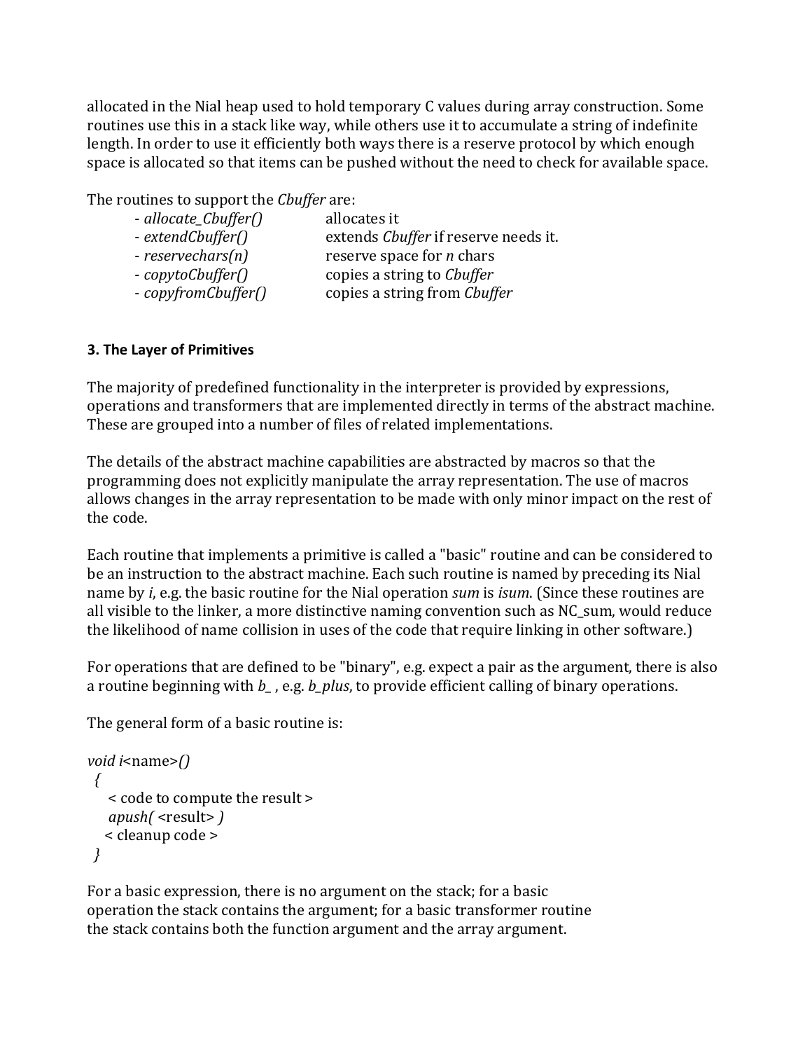allocated in the Nial heap used to hold temporary C values during array construction. Some routines use this in a stack like way, while others use it to accumulate a string of indefinite length. In order to use it efficiently both ways there is a reserve protocol by which enough space is allocated so that items can be pushed without the need to check for available space.

The routines to support the *Cbuffer* are:

| | |
|---|---|
| - *allocate_Cbuffer()* | allocates it |
| - *extendCbuffer()* | extends *Cbuffer* if reserve needs it. |
| - *reservechars(n)* | reserve space for *n* chars |
| - *copytoCbuffer()* | copies a string to *Cbuffer* |
| - *copyfromCbuffer()* | copies a string from *Cbuffer* |

### 3. The Layer of Primitives

The majority of predefined functionality in the interpreter is provided by expressions, operations and transformers that are implemented directly in terms of the abstract machine. These are grouped into a number of files of related implementations.

The details of the abstract machine capabilities are abstracted by macros so that the programming does not explicitly manipulate the array representation. The use of macros allows changes in the array representation to be made with only minor impact on the rest of the code.

Each routine that implements a primitive is called a "basic" routine and can be considered to be an instruction to the abstract machine. Each such routine is named by preceding its Nial name by *i*, e.g. the basic routine for the Nial operation *sum* is *isum*. (Since these routines are all visible to the linker, a more distinctive naming convention such as NC_sum, would reduce the likelihood of name collision in uses of the code that require linking in other software.)

For operations that are defined to be "binary", e.g. expect a pair as the argument, there is also a routine beginning with *b_* , e.g. *b_plus*, to provide efficient calling of binary operations.

The general form of a basic routine is:

```
void i<name>()
  {
    < code to compute the result >
    apush( <result> )
   < cleanup code >
 }
```

For a basic expression, there is no argument on the stack; for a basic operation the stack contains the argument; for a basic transformer routine the stack contains both the function argument and the array argument.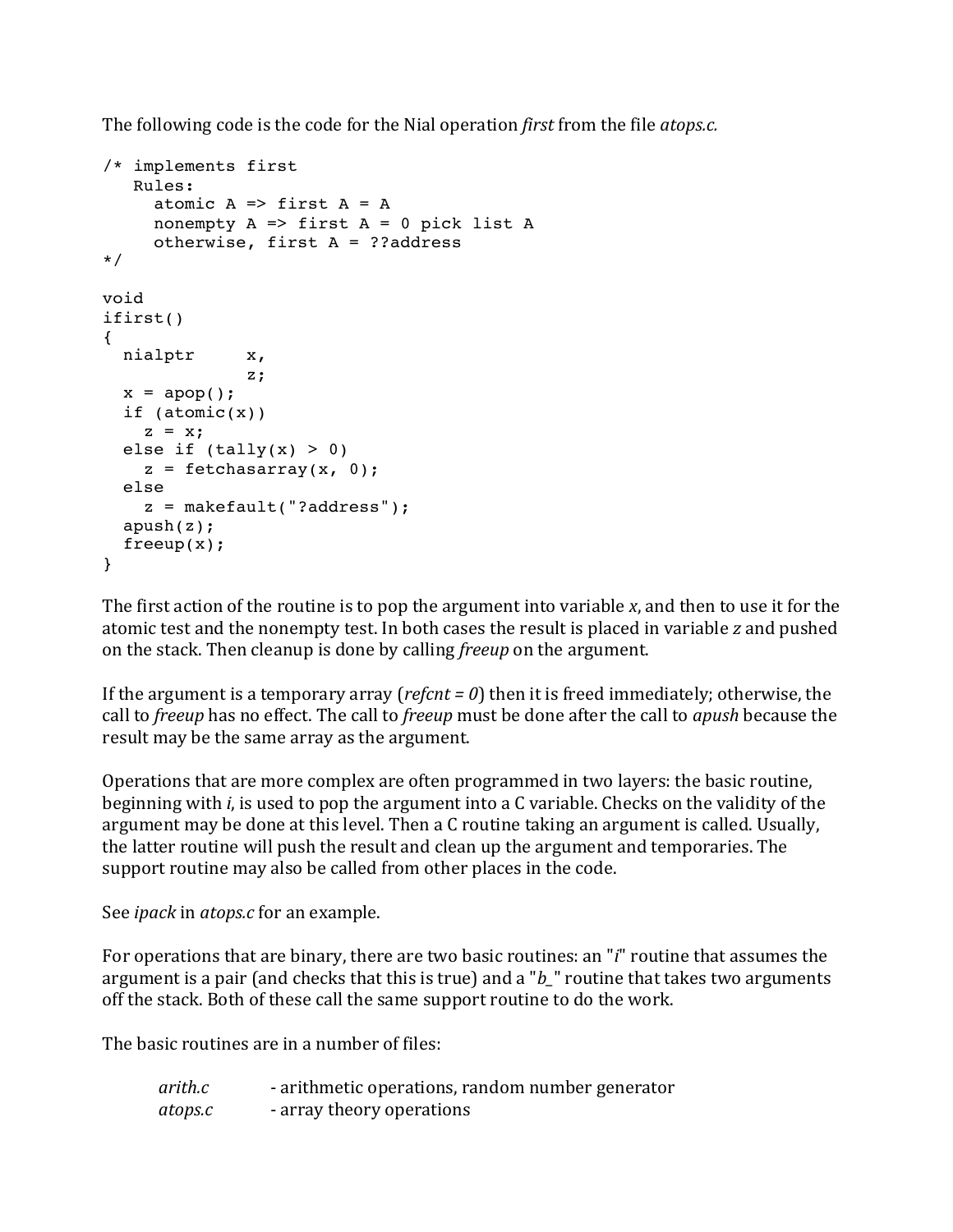The following code is the code for the Nial operation *first* from the file *atops.c.*

```
/* implements first
   Rules:
     atomic A => first A = A
     nonempty A => first A = 0 pick list A
     otherwise, first A = ??address
*/

void
ifirst()
{
  nialptr     x,
              z;
  x = apop();
  if (atomic(x))
    z = x;
  else if (tally(x) > 0)
    z = fetchasarray(x, 0);
  else
    z = makefault("?address");
  apush(z);
  freeup(x);
}
```

The first action of the routine is to pop the argument into variable *x*, and then to use it for the atomic test and the nonempty test. In both cases the result is placed in variable *z* and pushed on the stack. Then cleanup is done by calling *freeup* on the argument.

If the argument is a temporary array (*refcnt = 0*) then it is freed immediately; otherwise, the call to *freeup* has no effect. The call to *freeup* must be done after the call to *apush* because the result may be the same array as the argument.

Operations that are more complex are often programmed in two layers: the basic routine, beginning with *i*, is used to pop the argument into a C variable. Checks on the validity of the argument may be done at this level. Then a C routine taking an argument is called. Usually, the latter routine will push the result and clean up the argument and temporaries. The support routine may also be called from other places in the code.

See *ipack* in *atops.c* for an example.

For operations that are binary, there are two basic routines: an "*i*" routine that assumes the argument is a pair (and checks that this is true) and a "*b_*" routine that takes two arguments off the stack. Both of these call the same support routine to do the work.

The basic routines are in a number of files:

*arith.c* - arithmetic operations, random number generator
*atops.c* - array theory operations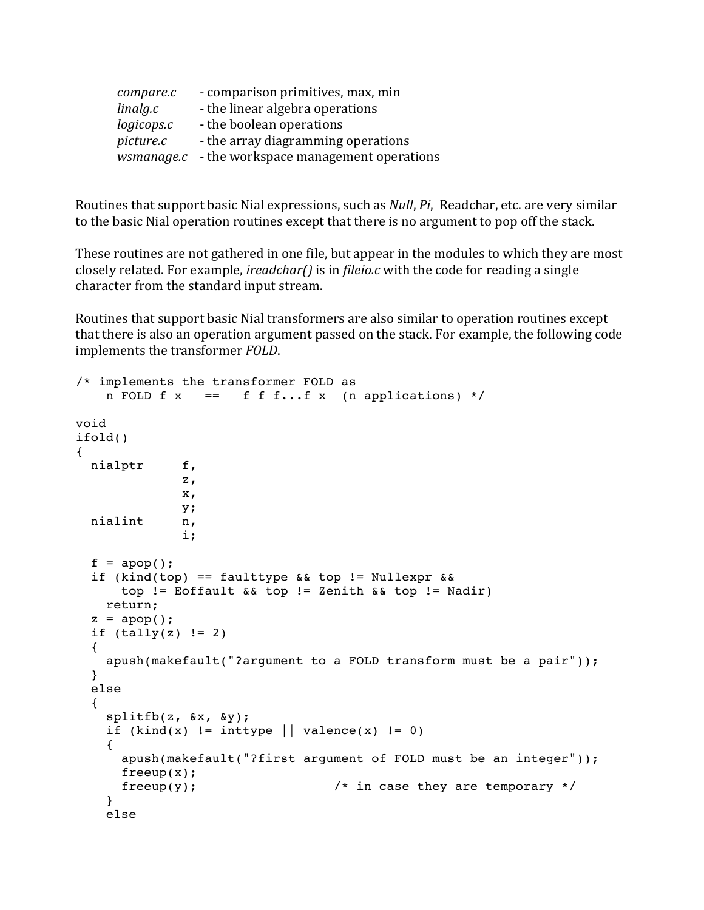| | |
|---|---|
| *compare.c* | - comparison primitives, max, min |
| *linalg.c* | - the linear algebra operations |
| *logicops.c* | - the boolean operations |
| *picture.c* | - the array diagramming operations |
| *wsmanage.c* | - the workspace management operations |

Routines that support basic Nial expressions, such as *Null*, *Pi*, Readchar, etc. are very similar to the basic Nial operation routines except that there is no argument to pop off the stack.

These routines are not gathered in one file, but appear in the modules to which they are most closely related. For example, *ireadchar()* is in *fileio.c* with the code for reading a single character from the standard input stream.

Routines that support basic Nial transformers are also similar to operation routines except that there is also an operation argument passed on the stack. For example, the following code implements the transformer *FOLD*.

```
/* implements the transformer FOLD as
    n FOLD f x   ==   f f f...f x  (n applications) */

void
ifold()
{
  nialptr     f,
              z,
              x,
              y;
  nialint     n,
              i;

  f = apop();
  if (kind(top) == faulttype && top != Nullexpr &&
      top != Eoffault && top != Zenith && top != Nadir)
    return;
  z = apop();
  if (tally(z) != 2)
  {
    apush(makefault("?argument to a FOLD transform must be a pair"));
  }
  else
  {
    splitfb(z, &x, &y);
    if (kind(x) != inttype || valence(x) != 0)
    {
      apush(makefault("?first argument of FOLD must be an integer"));
      freeup(x);
      freeup(y);                  /* in case they are temporary */
    }
    else
```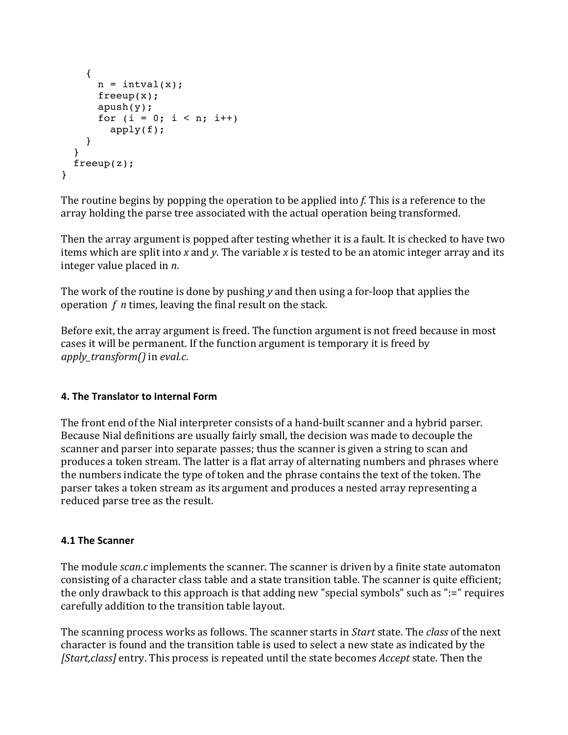```
    {
      n = intval(x);
      freeup(x);
      apush(y);
      for (i = 0; i < n; i++)
        apply(f);
    }
  }
  freeup(z);
}
```

The routine begins by popping the operation to be applied into *f*. This is a reference to the array holding the parse tree associated with the actual operation being transformed.

Then the array argument is popped after testing whether it is a fault. It is checked to have two items which are split into *x* and *y*. The variable *x* is tested to be an atomic integer array and its integer value placed in *n*.

The work of the routine is done by pushing *y* and then using a for-loop that applies the operation *f n* times, leaving the final result on the stack.

Before exit, the array argument is freed. The function argument is not freed because in most cases it will be permanent. If the function argument is temporary it is freed by *apply_transform()* in *eval.c*.

## 4. The Translator to Internal Form

The front end of the Nial interpreter consists of a hand-built scanner and a hybrid parser. Because Nial definitions are usually fairly small, the decision was made to decouple the scanner and parser into separate passes; thus the scanner is given a string to scan and produces a token stream. The latter is a flat array of alternating numbers and phrases where the numbers indicate the type of token and the phrase contains the text of the token. The parser takes a token stream as its argument and produces a nested array representing a reduced parse tree as the result.

### 4.1 The Scanner

The module *scan.c* implements the scanner. The scanner is driven by a finite state automaton consisting of a character class table and a state transition table. The scanner is quite efficient; the only drawback to this approach is that adding new "special symbols" such as ":=" requires carefully addition to the transition table layout.

The scanning process works as follows. The scanner starts in *Start* state. The *class* of the next character is found and the transition table is used to select a new state as indicated by the *[Start,class]* entry. This process is repeated until the state becomes *Accept* state. Then the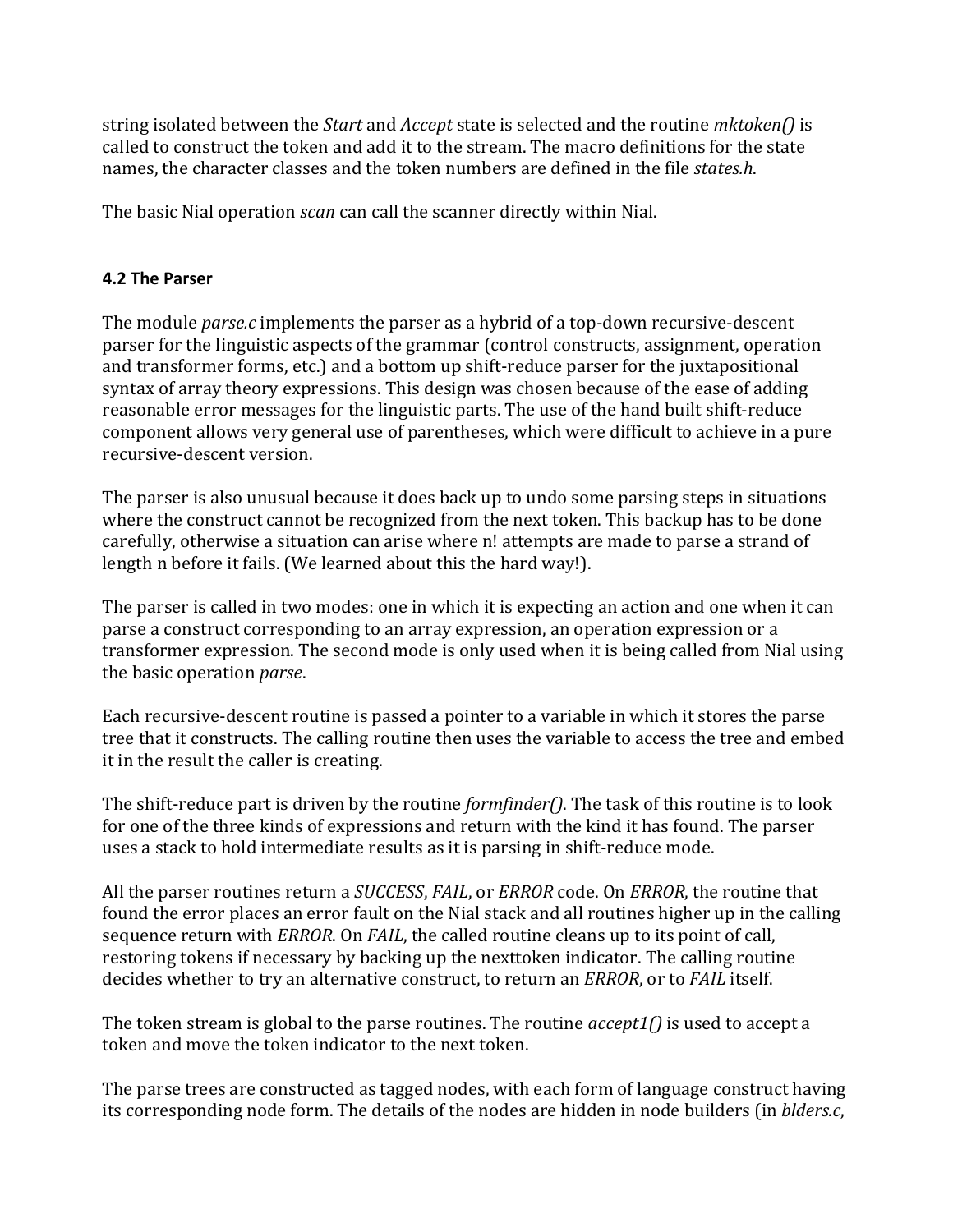string isolated between the *Start* and *Accept* state is selected and the routine *mktoken()* is called to construct the token and add it to the stream. The macro definitions for the state names, the character classes and the token numbers are defined in the file *states.h*.

The basic Nial operation *scan* can call the scanner directly within Nial.

### 4.2 The Parser

The module *parse.c* implements the parser as a hybrid of a top-down recursive-descent parser for the linguistic aspects of the grammar (control constructs, assignment, operation and transformer forms, etc.) and a bottom up shift-reduce parser for the juxtapositional syntax of array theory expressions. This design was chosen because of the ease of adding reasonable error messages for the linguistic parts. The use of the hand built shift-reduce component allows very general use of parentheses, which were difficult to achieve in a pure recursive-descent version.

The parser is also unusual because it does back up to undo some parsing steps in situations where the construct cannot be recognized from the next token. This backup has to be done carefully, otherwise a situation can arise where n! attempts are made to parse a strand of length n before it fails. (We learned about this the hard way!).

The parser is called in two modes: one in which it is expecting an action and one when it can parse a construct corresponding to an array expression, an operation expression or a transformer expression. The second mode is only used when it is being called from Nial using the basic operation *parse*.

Each recursive-descent routine is passed a pointer to a variable in which it stores the parse tree that it constructs. The calling routine then uses the variable to access the tree and embed it in the result the caller is creating.

The shift-reduce part is driven by the routine *formfinder()*. The task of this routine is to look for one of the three kinds of expressions and return with the kind it has found. The parser uses a stack to hold intermediate results as it is parsing in shift-reduce mode.

All the parser routines return a *SUCCESS*, *FAIL*, or *ERROR* code. On *ERROR*, the routine that found the error places an error fault on the Nial stack and all routines higher up in the calling sequence return with *ERROR*. On *FAIL*, the called routine cleans up to its point of call, restoring tokens if necessary by backing up the nexttoken indicator. The calling routine decides whether to try an alternative construct, to return an *ERROR*, or to *FAIL* itself.

The token stream is global to the parse routines. The routine *accept1()* is used to accept a token and move the token indicator to the next token.

The parse trees are constructed as tagged nodes, with each form of language construct having its corresponding node form. The details of the nodes are hidden in node builders (in *blders.c*,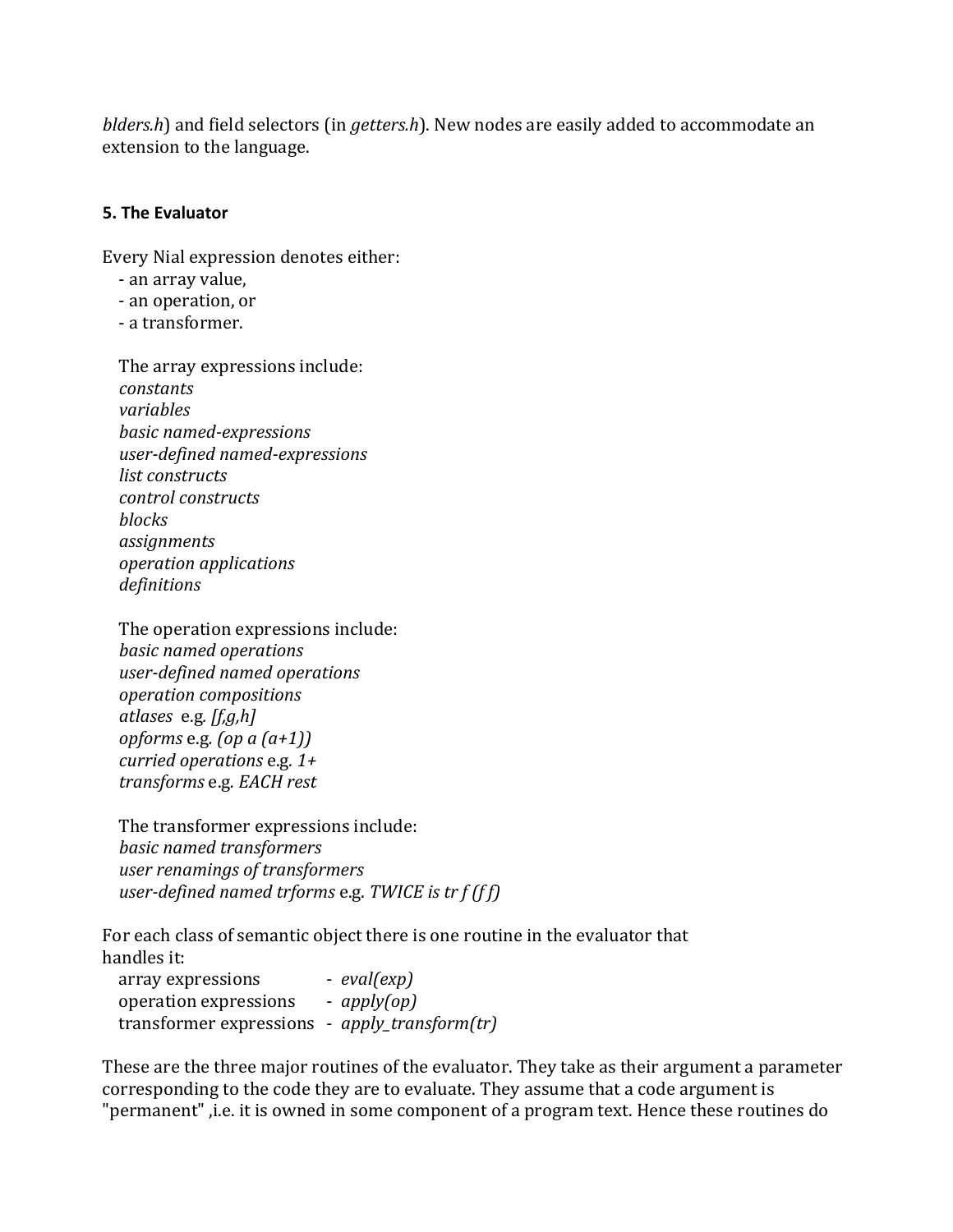*blders.h*) and field selectors (in *getters.h*). New nodes are easily added to accommodate an extension to the language.

### 5. The Evaluator

Every Nial expression denotes either:
- an array value,
- an operation, or
- a transformer.

The array expressions include:
*constants*
*variables*
*basic named-expressions*
*user-defined named-expressions*
*list constructs*
*control constructs*
*blocks*
*assignments*
*operation applications*
*definitions*

The operation expressions include:
*basic named operations*
*user-defined named operations*
*operation compositions*
*atlases* e.g. *[f,g,h]*
*opforms* e.g. *(op a (a+1))*
*curried operations* e.g. *1+*
*transforms* e.g. *EACH rest*

The transformer expressions include:
*basic named transformers*
*user renamings of transformers*
*user-defined named trforms* e.g. *TWICE is tr f (f f)*

For each class of semantic object there is one routine in the evaluator that handles it:

array expressions - *eval(exp)*
operation expressions - *apply(op)*
transformer expressions - *apply_transform(tr)*

These are the three major routines of the evaluator. They take as their argument a parameter corresponding to the code they are to evaluate. They assume that a code argument is "permanent" ,i.e. it is owned in some component of a program text. Hence these routines do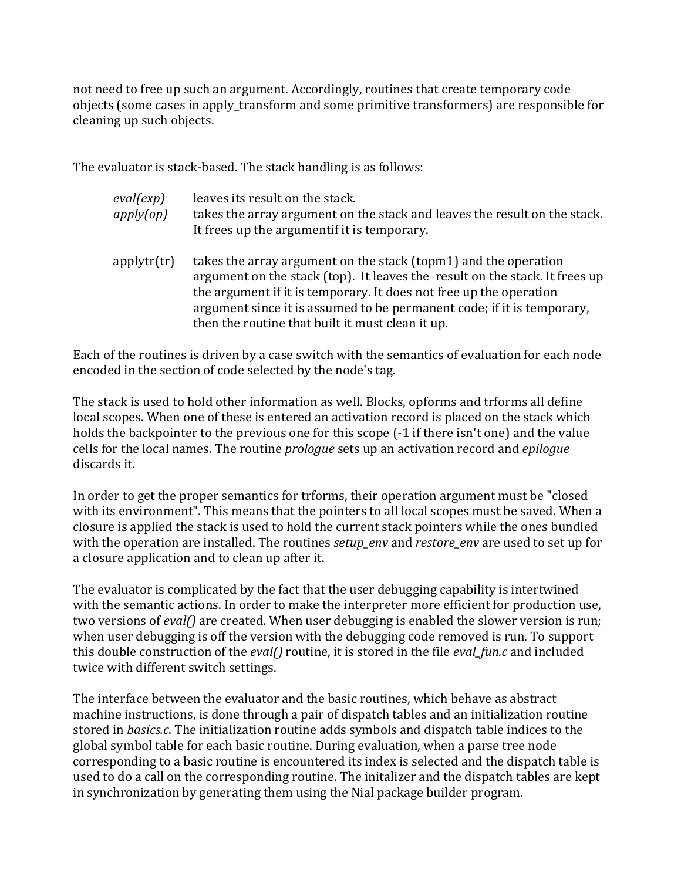not need to free up such an argument. Accordingly, routines that create temporary code objects (some cases in apply_transform and some primitive transformers) are responsible for cleaning up such objects.

The evaluator is stack-based. The stack handling is as follows:

- *eval(exp)* leaves its result on the stack.
- *apply(op)* takes the array argument on the stack and leaves the result on the stack. It frees up the argumentif it is temporary.
- applytr(tr) takes the array argument on the stack (topm1) and the operation argument on the stack (top). It leaves the result on the stack. It frees up the argument if it is temporary. It does not free up the operation argument since it is assumed to be permanent code; if it is temporary, then the routine that built it must clean it up.

Each of the routines is driven by a case switch with the semantics of evaluation for each node encoded in the section of code selected by the node's tag.

The stack is used to hold other information as well. Blocks, opforms and trforms all define local scopes. When one of these is entered an activation record is placed on the stack which holds the backpointer to the previous one for this scope (-1 if there isn't one) and the value cells for the local names. The routine *prologue* sets up an activation record and *epilogue* discards it.

In order to get the proper semantics for trforms, their operation argument must be "closed with its environment". This means that the pointers to all local scopes must be saved. When a closure is applied the stack is used to hold the current stack pointers while the ones bundled with the operation are installed. The routines *setup_env* and *restore_env* are used to set up for a closure application and to clean up after it.

The evaluator is complicated by the fact that the user debugging capability is intertwined with the semantic actions. In order to make the interpreter more efficient for production use, two versions of *eval()* are created. When user debugging is enabled the slower version is run; when user debugging is off the version with the debugging code removed is run. To support this double construction of the *eval()* routine, it is stored in the file *eval_fun.c* and included twice with different switch settings.

The interface between the evaluator and the basic routines, which behave as abstract machine instructions, is done through a pair of dispatch tables and an initialization routine stored in *basics.c*. The initialization routine adds symbols and dispatch table indices to the global symbol table for each basic routine. During evaluation, when a parse tree node corresponding to a basic routine is encountered its index is selected and the dispatch table is used to do a call on the corresponding routine. The initalizer and the dispatch tables are kept in synchronization by generating them using the Nial package builder program.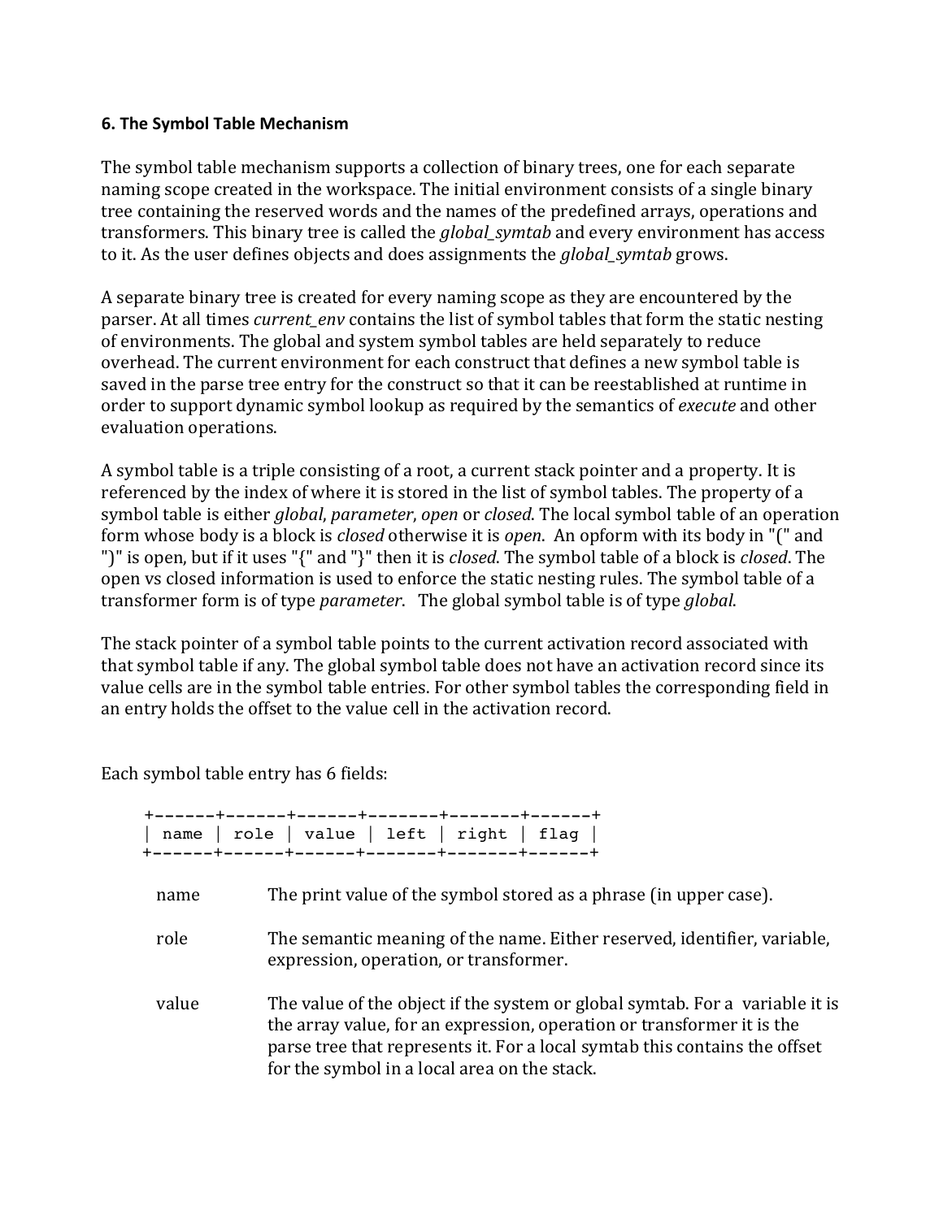### 6. The Symbol Table Mechanism

The symbol table mechanism supports a collection of binary trees, one for each separate naming scope created in the workspace. The initial environment consists of a single binary tree containing the reserved words and the names of the predefined arrays, operations and transformers. This binary tree is called the *global_symtab* and every environment has access to it. As the user defines objects and does assignments the *global_symtab* grows.

A separate binary tree is created for every naming scope as they are encountered by the parser. At all times *current_env* contains the list of symbol tables that form the static nesting of environments. The global and system symbol tables are held separately to reduce overhead. The current environment for each construct that defines a new symbol table is saved in the parse tree entry for the construct so that it can be reestablished at runtime in order to support dynamic symbol lookup as required by the semantics of *execute* and other evaluation operations.

A symbol table is a triple consisting of a root, a current stack pointer and a property. It is referenced by the index of where it is stored in the list of symbol tables. The property of a symbol table is either *global*, *parameter*, *open* or *closed*. The local symbol table of an operation form whose body is a block is *closed* otherwise it is *open*. An opform with its body in "(" and ")" is open, but if it uses "{" and "}" then it is *closed*. The symbol table of a block is *closed*. The open vs closed information is used to enforce the static nesting rules. The symbol table of a transformer form is of type *parameter*. The global symbol table is of type *global*.

The stack pointer of a symbol table points to the current activation record associated with that symbol table if any. The global symbol table does not have an activation record since its value cells are in the symbol table entries. For other symbol tables the corresponding field in an entry holds the offset to the value cell in the activation record.

Each symbol table entry has 6 fields:

```
+------+------+------+-------+-------+------+
| name | role | value | left | right | flag |
+------+------+------+-------+-------+------+
```

| | |
|---|---|
| name | The print value of the symbol stored as a phrase (in upper case). |
| role | The semantic meaning of the name. Either reserved, identifier, variable, expression, operation, or transformer. |
| value | The value of the object if the system or global symtab. For a variable it is the array value, for an expression, operation or transformer it is the parse tree that represents it. For a local symtab this contains the offset for the symbol in a local area on the stack. |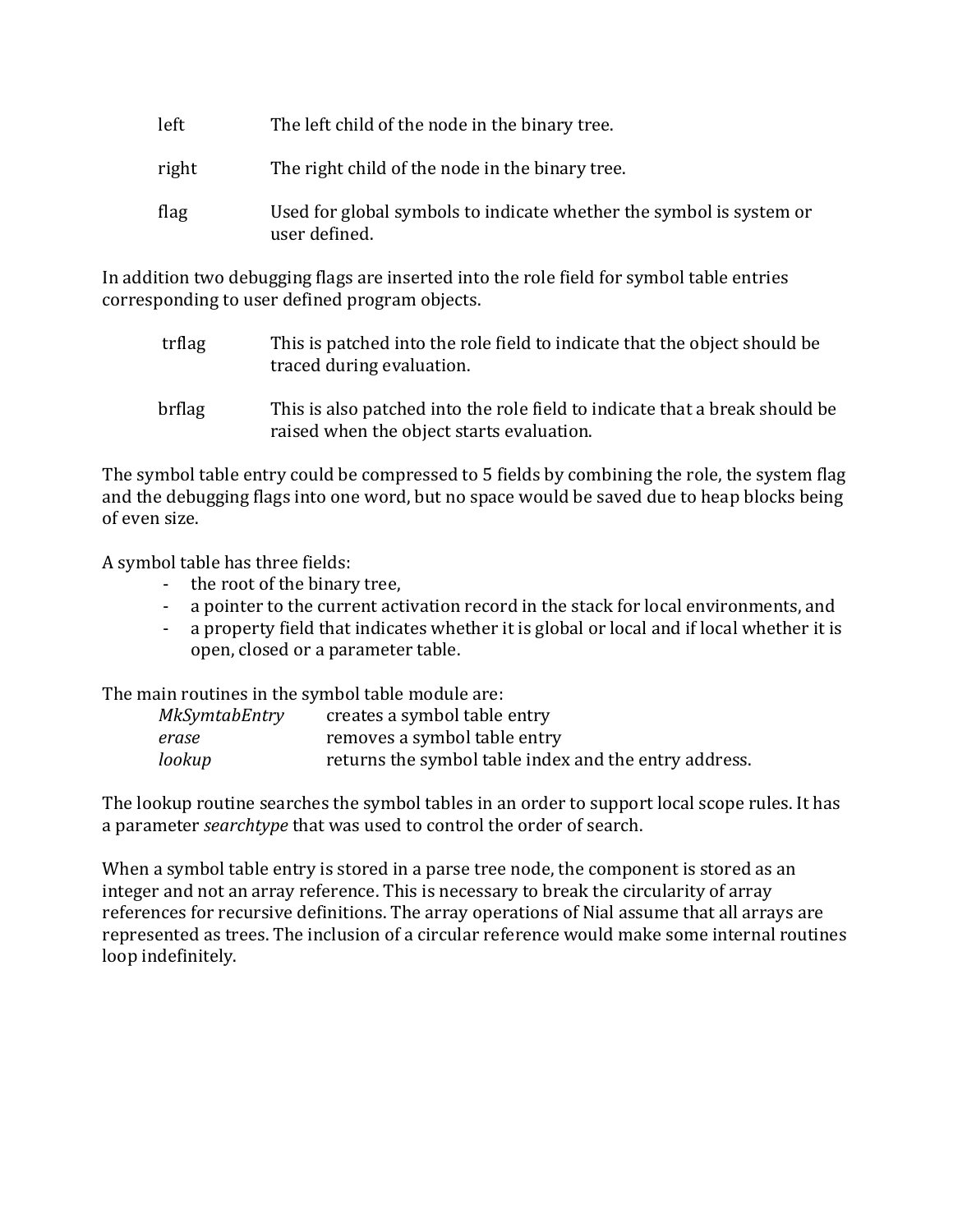| | |
|---|---|
| left | The left child of the node in the binary tree. |
| right | The right child of the node in the binary tree. |
| flag | Used for global symbols to indicate whether the symbol is system or user defined. |

In addition two debugging flags are inserted into the role field for symbol table entries corresponding to user defined program objects.

| | |
|---|---|
| trflag | This is patched into the role field to indicate that the object should be traced during evaluation. |
| brflag | This is also patched into the role field to indicate that a break should be raised when the object starts evaluation. |

The symbol table entry could be compressed to 5 fields by combining the role, the system flag and the debugging flags into one word, but no space would be saved due to heap blocks being of even size.

A symbol table has three fields:

- the root of the binary tree,
- a pointer to the current activation record in the stack for local environments, and
- a property field that indicates whether it is global or local and if local whether it is open, closed or a parameter table.

The main routines in the symbol table module are:

| | |
|---|---|
| *MkSymtabEntry* | creates a symbol table entry |
| *erase* | removes a symbol table entry |
| *lookup* | returns the symbol table index and the entry address. |

The lookup routine searches the symbol tables in an order to support local scope rules. It has a parameter *searchtype* that was used to control the order of search.

When a symbol table entry is stored in a parse tree node, the component is stored as an integer and not an array reference. This is necessary to break the circularity of array references for recursive definitions. The array operations of Nial assume that all arrays are represented as trees. The inclusion of a circular reference would make some internal routines loop indefinitely.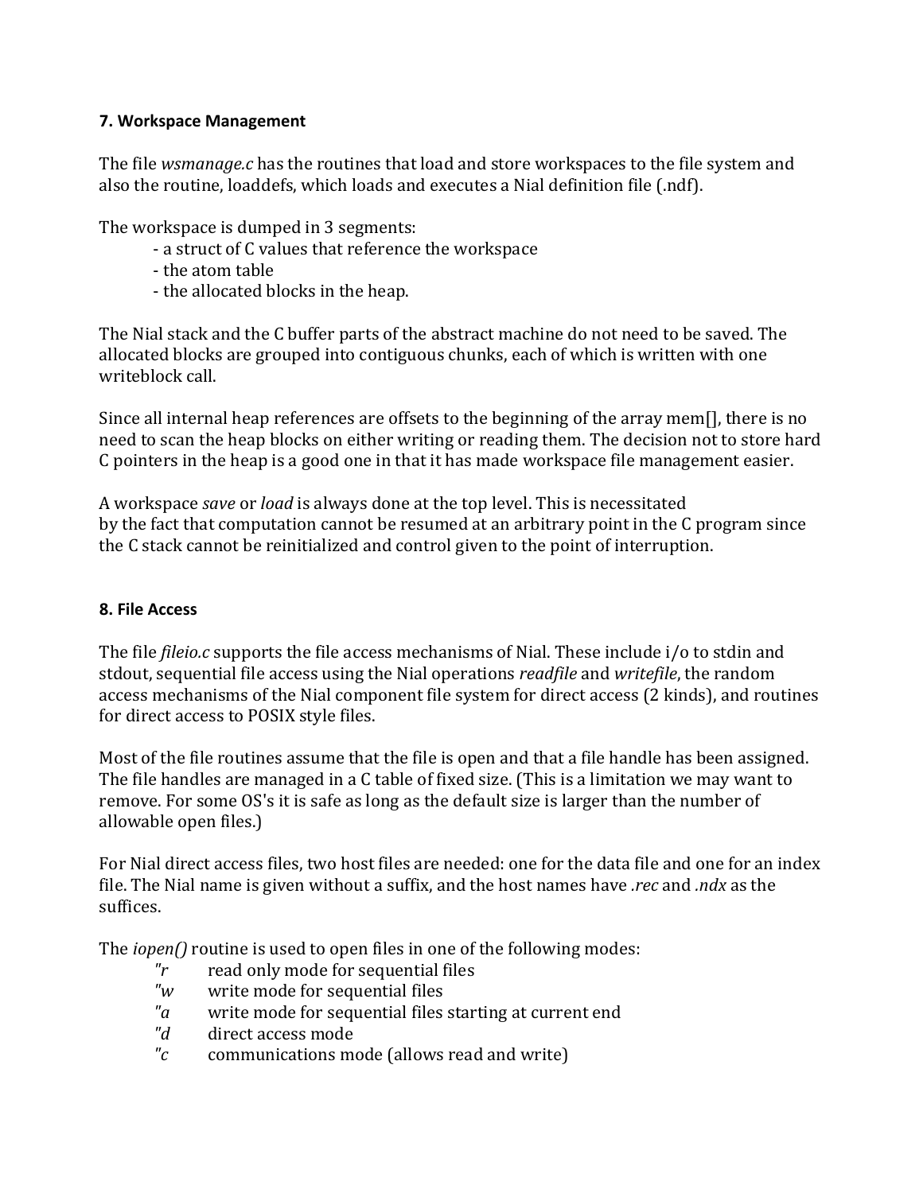**7. Workspace Management**

The file *wsmanage.c* has the routines that load and store workspaces to the file system and also the routine, loaddefs, which loads and executes a Nial definition file (.ndf).

The workspace is dumped in 3 segments:

- a struct of C values that reference the workspace
- the atom table
- the allocated blocks in the heap.

The Nial stack and the C buffer parts of the abstract machine do not need to be saved. The allocated blocks are grouped into contiguous chunks, each of which is written with one writeblock call.

Since all internal heap references are offsets to the beginning of the array mem[], there is no need to scan the heap blocks on either writing or reading them. The decision not to store hard C pointers in the heap is a good one in that it has made workspace file management easier.

A workspace *save* or *load* is always done at the top level. This is necessitated by the fact that computation cannot be resumed at an arbitrary point in the C program since the C stack cannot be reinitialized and control given to the point of interruption.

**8. File Access**

The file *fileio.c* supports the file access mechanisms of Nial. These include i/o to stdin and stdout, sequential file access using the Nial operations *readfile* and *writefile*, the random access mechanisms of the Nial component file system for direct access (2 kinds), and routines for direct access to POSIX style files.

Most of the file routines assume that the file is open and that a file handle has been assigned. The file handles are managed in a C table of fixed size. (This is a limitation we may want to remove. For some OS's it is safe as long as the default size is larger than the number of allowable open files.)

For Nial direct access files, two host files are needed: one for the data file and one for an index file. The Nial name is given without a suffix, and the host names have *.rec* and *.ndx* as the suffices.

The *iopen()* routine is used to open files in one of the following modes:

| | |
|---|---|
| *"r* | read only mode for sequential files |
| *"w* | write mode for sequential files |
| *"a* | write mode for sequential files starting at current end |
| *"d* | direct access mode |
| *"c* | communications mode (allows read and write) |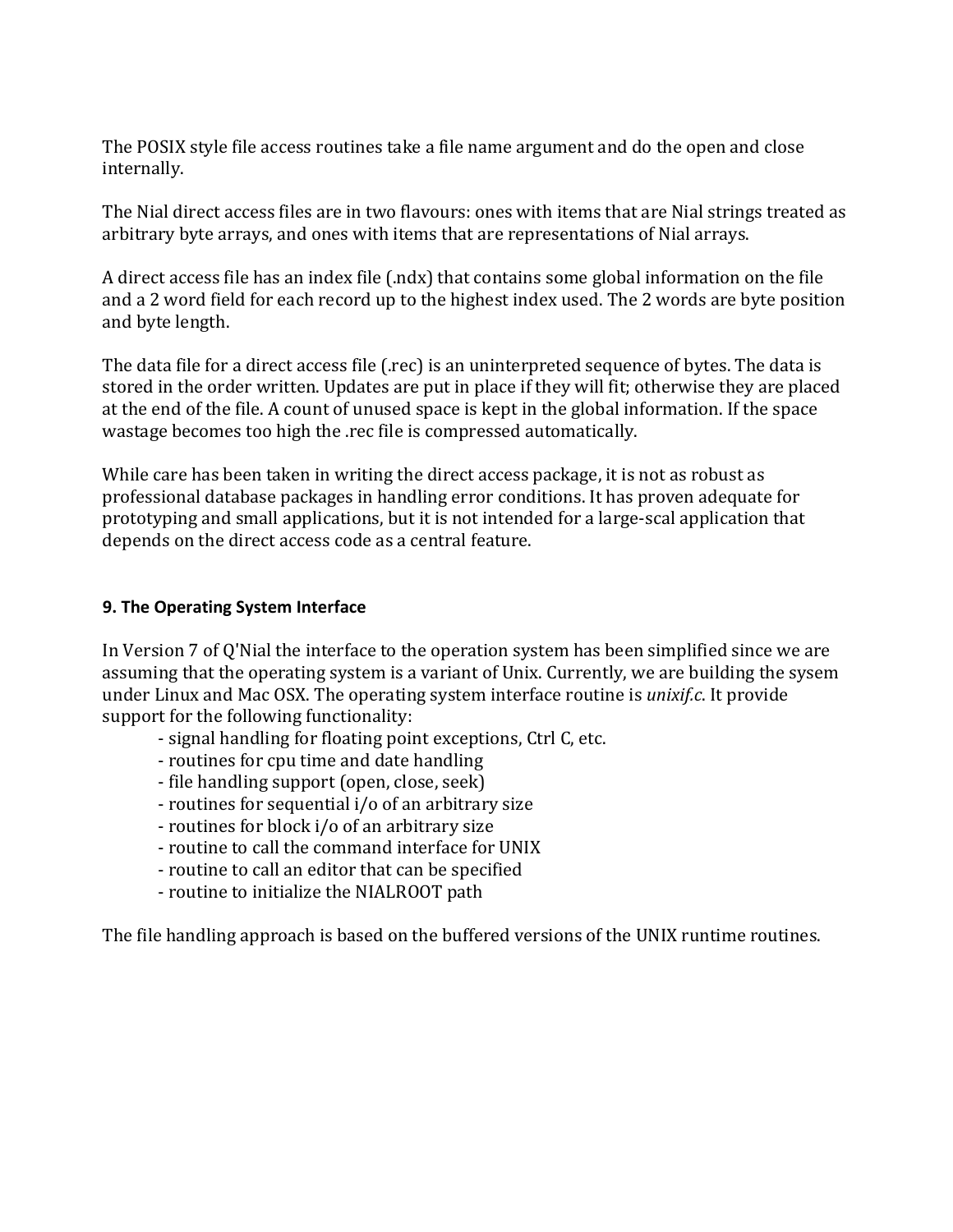The POSIX style file access routines take a file name argument and do the open and close internally.

The Nial direct access files are in two flavours: ones with items that are Nial strings treated as arbitrary byte arrays, and ones with items that are representations of Nial arrays.

A direct access file has an index file (.ndx) that contains some global information on the file and a 2 word field for each record up to the highest index used. The 2 words are byte position and byte length.

The data file for a direct access file (.rec) is an uninterpreted sequence of bytes. The data is stored in the order written. Updates are put in place if they will fit; otherwise they are placed at the end of the file. A count of unused space is kept in the global information. If the space wastage becomes too high the .rec file is compressed automatically.

While care has been taken in writing the direct access package, it is not as robust as professional database packages in handling error conditions. It has proven adequate for prototyping and small applications, but it is not intended for a large-scal application that depends on the direct access code as a central feature.

**9. The Operating System Interface**

In Version 7 of Q'Nial the interface to the operation system has been simplified since we are assuming that the operating system is a variant of Unix. Currently, we are building the sysem under Linux and Mac OSX. The operating system interface routine is *unixif.c*. It provide support for the following functionality:

- signal handling for floating point exceptions, Ctrl C, etc.
- routines for cpu time and date handling
- file handling support (open, close, seek)
- routines for sequential i/o of an arbitrary size
- routines for block i/o of an arbitrary size
- routine to call the command interface for UNIX
- routine to call an editor that can be specified
- routine to initialize the NIALROOT path

The file handling approach is based on the buffered versions of the UNIX runtime routines.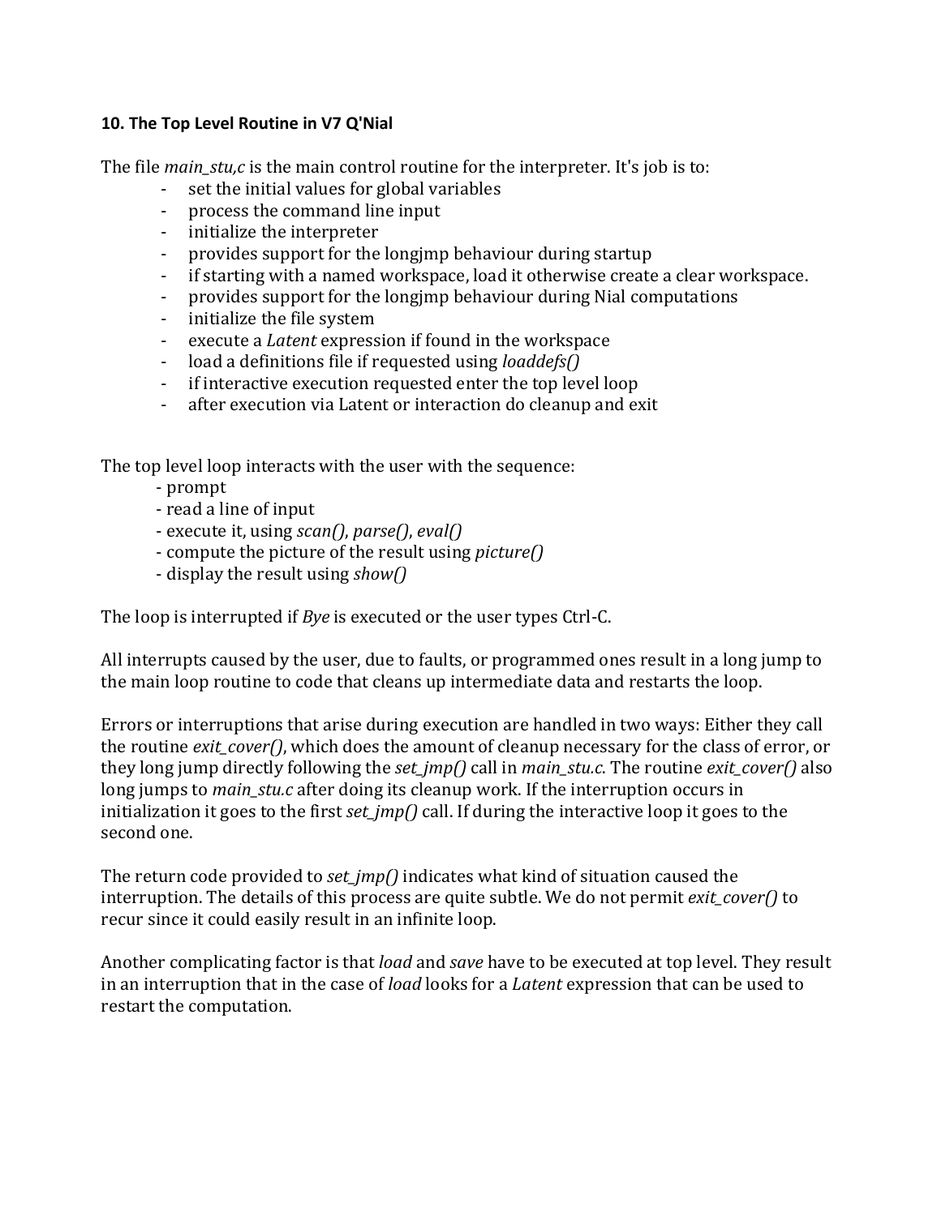### 10. The Top Level Routine in V7 Q'Nial

The file *main_stu,c* is the main control routine for the interpreter. It's job is to:

- set the initial values for global variables
- process the command line input
- initialize the interpreter
- provides support for the longjmp behaviour during startup
- if starting with a named workspace, load it otherwise create a clear workspace.
- provides support for the longjmp behaviour during Nial computations
- initialize the file system
- execute a *Latent* expression if found in the workspace
- load a definitions file if requested using *loaddefs()*
- if interactive execution requested enter the top level loop
- after execution via Latent or interaction do cleanup and exit

The top level loop interacts with the user with the sequence:

- prompt
- read a line of input
- execute it, using *scan()*, *parse()*, *eval()*
- compute the picture of the result using *picture()*
- display the result using *show()*

The loop is interrupted if *Bye* is executed or the user types Ctrl-C.

All interrupts caused by the user, due to faults, or programmed ones result in a long jump to the main loop routine to code that cleans up intermediate data and restarts the loop.

Errors or interruptions that arise during execution are handled in two ways: Either they call the routine *exit_cover()*, which does the amount of cleanup necessary for the class of error, or they long jump directly following the *set_jmp()* call in *main_stu.c*. The routine *exit_cover()* also long jumps to *main_stu.c* after doing its cleanup work. If the interruption occurs in initialization it goes to the first *set_jmp()* call. If during the interactive loop it goes to the second one.

The return code provided to *set_jmp()* indicates what kind of situation caused the interruption. The details of this process are quite subtle. We do not permit *exit_cover()* to recur since it could easily result in an infinite loop.

Another complicating factor is that *load* and *save* have to be executed at top level. They result in an interruption that in the case of *load* looks for a *Latent* expression that can be used to restart the computation.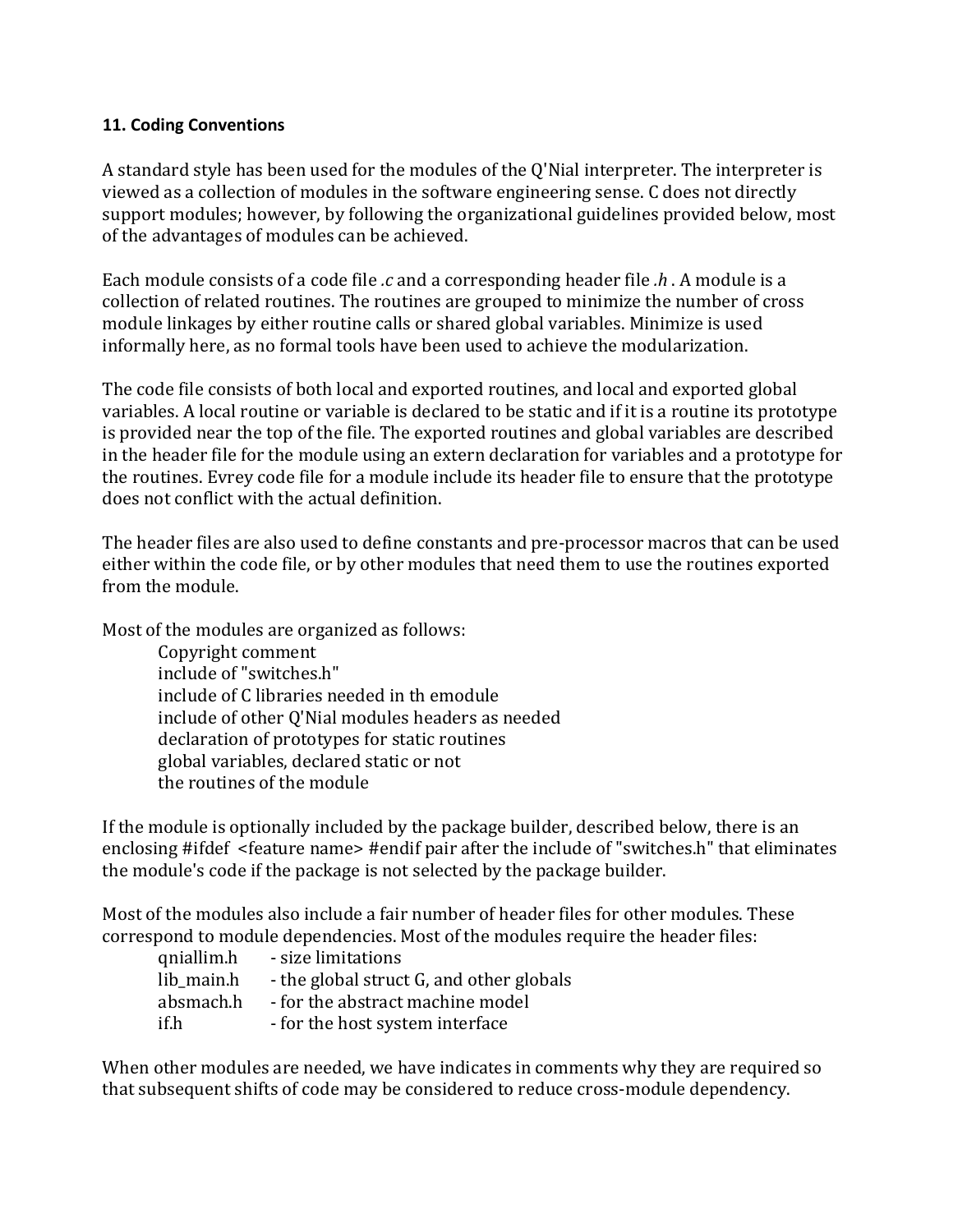**11. Coding Conventions**

A standard style has been used for the modules of the Q'Nial interpreter. The interpreter is viewed as a collection of modules in the software engineering sense. C does not directly support modules; however, by following the organizational guidelines provided below, most of the advantages of modules can be achieved.

Each module consists of a code file *.c* and a corresponding header file *.h* . A module is a collection of related routines. The routines are grouped to minimize the number of cross module linkages by either routine calls or shared global variables. Minimize is used informally here, as no formal tools have been used to achieve the modularization.

The code file consists of both local and exported routines, and local and exported global variables. A local routine or variable is declared to be static and if it is a routine its prototype is provided near the top of the file. The exported routines and global variables are described in the header file for the module using an extern declaration for variables and a prototype for the routines. Evrey code file for a module include its header file to ensure that the prototype does not conflict with the actual definition.

The header files are also used to define constants and pre-processor macros that can be used either within the code file, or by other modules that need them to use the routines exported from the module.

Most of the modules are organized as follows:

- Copyright comment
- include of "switches.h"
- include of C libraries needed in th emodule
- include of other Q'Nial modules headers as needed
- declaration of prototypes for static routines
- global variables, declared static or not
- the routines of the module

If the module is optionally included by the package builder, described below, there is an enclosing #ifdef <feature name> #endif pair after the include of "switches.h" that eliminates the module's code if the package is not selected by the package builder.

Most of the modules also include a fair number of header files for other modules. These correspond to module dependencies. Most of the modules require the header files:

| | |
|---|---|
| qniallim.h | - size limitations |
| lib_main.h | - the global struct G, and other globals |
| absmach.h | - for the abstract machine model |
| if.h | - for the host system interface |

When other modules are needed, we have indicates in comments why they are required so that subsequent shifts of code may be considered to reduce cross-module dependency.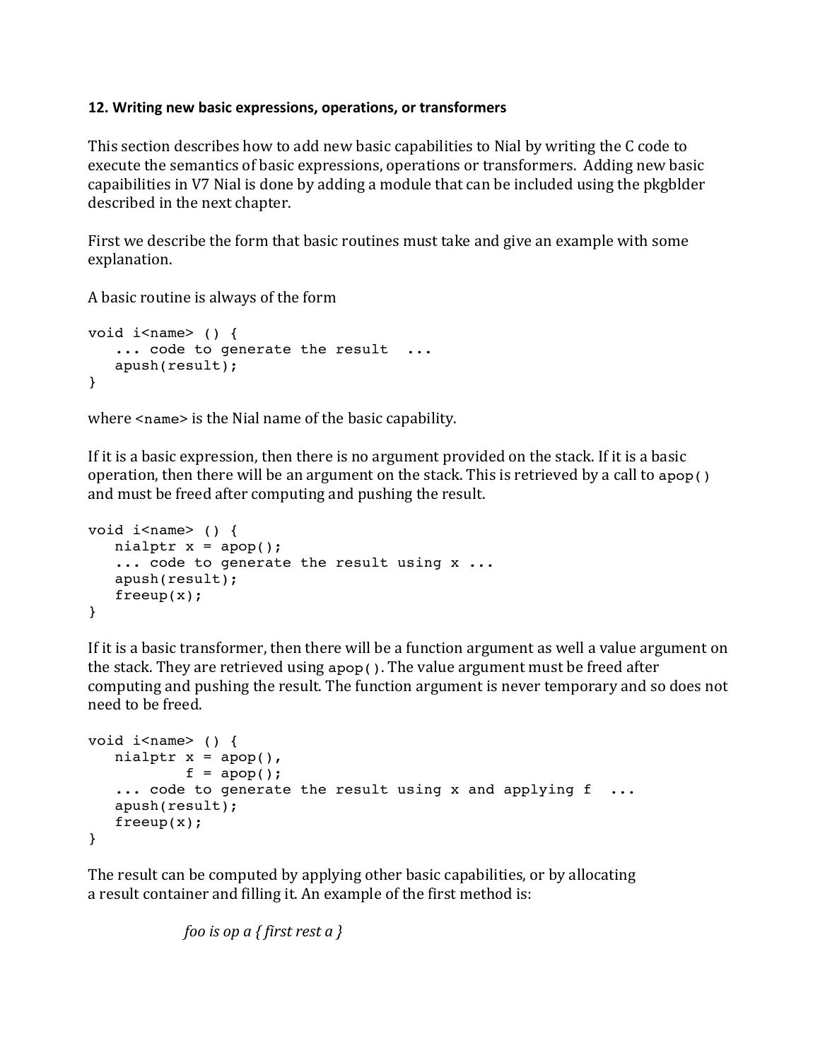## 12. Writing new basic expressions, operations, or transformers

This section describes how to add new basic capabilities to Nial by writing the C code to execute the semantics of basic expressions, operations or transformers. Adding new basic capaibilities in V7 Nial is done by adding a module that can be included using the pkgblder described in the next chapter.

First we describe the form that basic routines must take and give an example with some explanation.

A basic routine is always of the form

```
void i<name> () {
   ... code to generate the result  ...
   apush(result);
}
```

where `<name>` is the Nial name of the basic capability.

If it is a basic expression, then there is no argument provided on the stack. If it is a basic operation, then there will be an argument on the stack. This is retrieved by a call to `apop()` and must be freed after computing and pushing the result.

```
void i<name> () {
   nialptr x = apop();
   ... code to generate the result using x ...
   apush(result);
   freeup(x);
}
```

If it is a basic transformer, then there will be a function argument as well a value argument on the stack. They are retrieved using `apop()`. The value argument must be freed after computing and pushing the result. The function argument is never temporary and so does not need to be freed.

```
void i<name> () {
   nialptr x = apop(),
           f = apop();
   ... code to generate the result using x and applying f  ...
   apush(result);
   freeup(x);
}
```

The result can be computed by applying other basic capabilities, or by allocating a result container and filling it. An example of the first method is:

*foo is op a { first rest a }*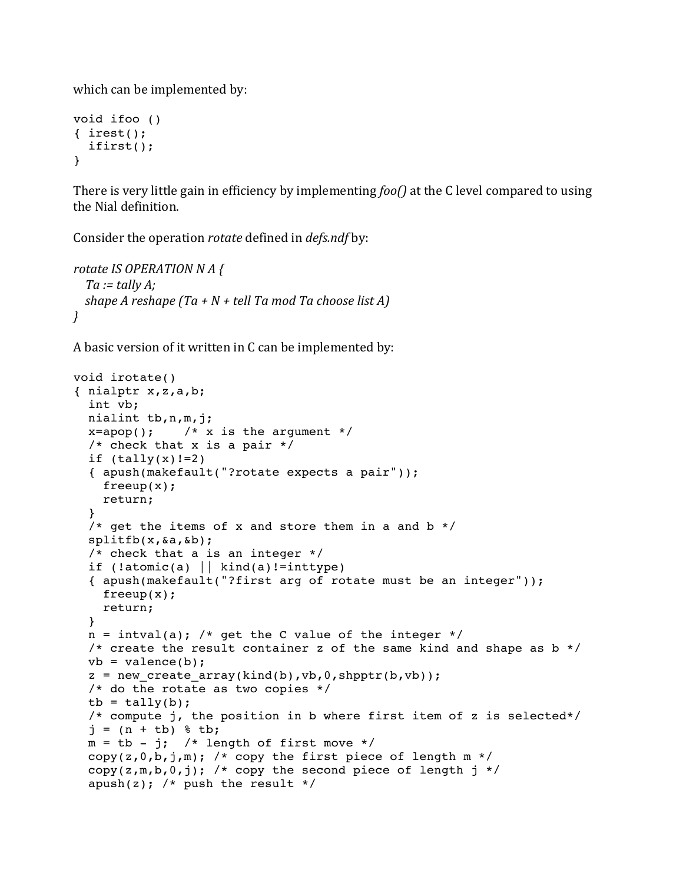which can be implemented by:

```
void ifoo ()
{ irest();
  ifirst();
}
```

There is very little gain in efficiency by implementing *foo()* at the C level compared to using the Nial definition.

Consider the operation *rotate* defined in *defs.ndf* by:

*rotate IS OPERATION N A {*
*Ta := tally A;*
*shape A reshape (Ta + N + tell Ta mod Ta choose list A)*
*}*

A basic version of it written in C can be implemented by:

```
void irotate()
{ nialptr x,z,a,b;
  int vb;
  nialint tb,n,m,j;
  x=apop();    /* x is the argument */
  /* check that x is a pair */
  if (tally(x)!=2)
  { apush(makefault("?rotate expects a pair"));
    freeup(x);
    return;
  }
  /* get the items of x and store them in a and b */
  splitfb(x,&a,&b);
  /* check that a is an integer */
  if (!atomic(a) || kind(a)!=inttype)
  { apush(makefault("?first arg of rotate must be an integer"));
    freeup(x);
    return;
  }
  n = intval(a); /* get the C value of the integer */
  /* create the result container z of the same kind and shape as b */
  vb = valence(b);
  z = new_create_array(kind(b),vb,0,shpptr(b,vb));
  /* do the rotate as two copies */
  tb = tally(b);
  /* compute j, the position in b where first item of z is selected*/
  j = (n + tb) % tb;
  m = tb - j;  /* length of first move */
  copy(z,0,b,j,m); /* copy the first piece of length m */
  copy(z,m,b,0,j); /* copy the second piece of length j */
  apush(z); /* push the result */
```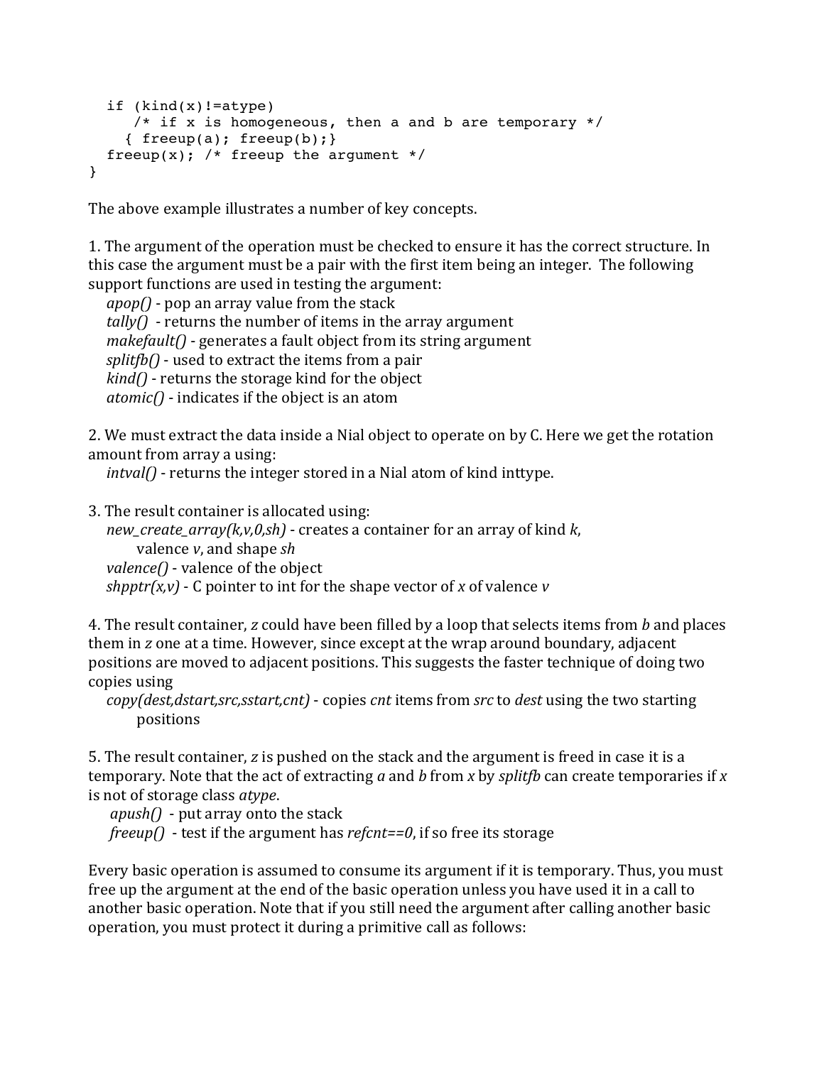```
  if (kind(x)!=atype)
     /* if x is homogeneous, then a and b are temporary */
    { freeup(a); freeup(b);}
  freeup(x); /* freeup the argument */
}
```

The above example illustrates a number of key concepts.

1. The argument of the operation must be checked to ensure it has the correct structure. In this case the argument must be a pair with the first item being an integer. The following support functions are used in testing the argument:
   - *apop()* - pop an array value from the stack
   - *tally()* - returns the number of items in the array argument
   - *makefault()* - generates a fault object from its string argument
   - *splitfb()* - used to extract the items from a pair
   - *kind()* - returns the storage kind for the object
   - *atomic()* - indicates if the object is an atom

2. We must extract the data inside a Nial object to operate on by C. Here we get the rotation amount from array a using:
   - *intval()* - returns the integer stored in a Nial atom of kind inttype.

3. The result container is allocated using:
   - *new_create_array(k,v,0,sh)* - creates a container for an array of kind *k*, valence *v*, and shape *sh*
   - *valence()* - valence of the object
   - *shpptr(x,v)* - C pointer to int for the shape vector of *x* of valence *v*

4. The result container, *z* could have been filled by a loop that selects items from *b* and places them in *z* one at a time. However, since except at the wrap around boundary, adjacent positions are moved to adjacent positions. This suggests the faster technique of doing two copies using
   - *copy(dest,dstart,src,sstart,cnt)* - copies *cnt* items from *src* to *dest* using the two starting positions

5. The result container, *z* is pushed on the stack and the argument is freed in case it is a temporary. Note that the act of extracting *a* and *b* from *x* by *splitfb* can create temporaries if *x* is not of storage class *atype*.
   - *apush()* - put array onto the stack
   - *freeup()* - test if the argument has *refcnt==0*, if so free its storage

Every basic operation is assumed to consume its argument if it is temporary. Thus, you must free up the argument at the end of the basic operation unless you have used it in a call to another basic operation. Note that if you still need the argument after calling another basic operation, you must protect it during a primitive call as follows: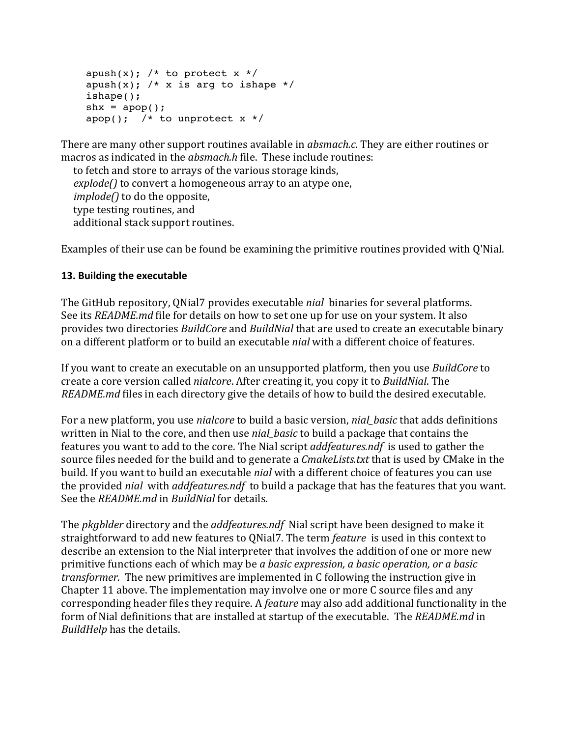```
apush(x); /* to protect x */
apush(x); /* x is arg to ishape */
ishape();
shx = apop();
apop();  /* to unprotect x */
```

There are many other support routines available in *absmach.c*. They are either routines or macros as indicated in the *absmach.h* file. These include routines:

- to fetch and store to arrays of the various storage kinds,
- *explode()* to convert a homogeneous array to an atype one,
- *implode()* to do the opposite,
- type testing routines, and
- additional stack support routines.

Examples of their use can be found be examining the primitive routines provided with Q'Nial.

### 13. Building the executable

The GitHub repository, QNial7 provides executable *nial* binaries for several platforms. See its *README.md* file for details on how to set one up for use on your system. It also provides two directories *BuildCore* and *BuildNial* that are used to create an executable binary on a different platform or to build an executable *nial* with a different choice of features.

If you want to create an executable on an unsupported platform, then you use *BuildCore* to create a core version called *nialcore*. After creating it, you copy it to *BuildNial*. The *README.md* files in each directory give the details of how to build the desired executable.

For a new platform, you use *nialcore* to build a basic version, *nial_basic* that adds definitions written in Nial to the core, and then use *nial_basic* to build a package that contains the features you want to add to the core. The Nial script *addfeatures.ndf* is used to gather the source files needed for the build and to generate a *CmakeLists.txt* that is used by CMake in the build. If you want to build an executable *nial* with a different choice of features you can use the provided *nial* with *addfeatures.ndf* to build a package that has the features that you want. See the *README.md* in *BuildNial* for details.

The *pkgblder* directory and the *addfeatures.ndf* Nial script have been designed to make it straightforward to add new features to QNial7. The term *feature* is used in this context to describe an extension to the Nial interpreter that involves the addition of one or more new primitive functions each of which may be *a basic expression, a basic operation, or a basic transformer.* The new primitives are implemented in C following the instruction give in Chapter 11 above. The implementation may involve one or more C source files and any corresponding header files they require. A *feature* may also add additional functionality in the form of Nial definitions that are installed at startup of the executable. The *README.md* in *BuildHelp* has the details.